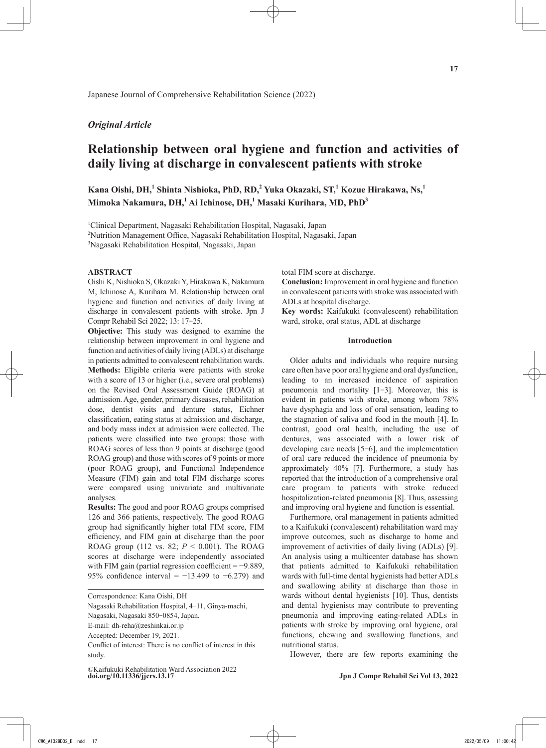*Original Article*

# Relationship between oral hygiene and function and activities of daily living at discharge in convalescent patients with stroke

**Kana Oishi, DH,[1] Shinta Nishioka, PhD, RD,[2] Yuka Okazaki, ST,[1] Kozue Hirakawa, Ns,[1] Mimoka Nakamura, DH,[1] Ai Ichinose, DH,[1] Masaki Kurihara, MD, PhD[3]**

[1]Clinical Department, Nagasaki Rehabilitation Hospital, Nagasaki, Japan
[2]Nutrition Management Office, Nagasaki Rehabilitation Hospital, Nagasaki, Japan
[3]Nagasaki Rehabilitation Hospital, Nagasaki, Japan

## ABSTRACT

Oishi K, Nishioka S, Okazaki Y, Hirakawa K, Nakamura M, Ichinose A, Kurihara M. Relationship between oral hygiene and function and activities of daily living at discharge in convalescent patients with stroke. Jpn J Compr Rehabil Sci 2022; 13: 17−25.

**Objective:** This study was designed to examine the relationship between improvement in oral hygiene and function and activities of daily living (ADLs) at discharge in patients admitted to convalescent rehabilitation wards.

**Methods:** Eligible criteria were patients with stroke with a score of 13 or higher (i.e., severe oral problems) on the Revised Oral Assessment Guide (ROAG) at admission. Age, gender, primary diseases, rehabilitation dose, dentist visits and denture status, Eichner classification, eating status at admission and discharge, and body mass index at admission were collected. The patients were classified into two groups: those with ROAG scores of less than 9 points at discharge (good ROAG group) and those with scores of 9 points or more (poor ROAG group), and Functional Independence Measure (FIM) gain and total FIM discharge scores were compared using univariate and multivariate analyses.

**Results:** The good and poor ROAG groups comprised 126 and 366 patients, respectively. The good ROAG group had significantly higher total FIM score, FIM efficiency, and FIM gain at discharge than the poor ROAG group (112 vs. 82; $P < 0.001$). The ROAG scores at discharge were independently associated with FIM gain (partial regression coefficient = −9.889, 95% confidence interval = −13.499 to −6.279) and total FIM score at discharge.

**Conclusion:** Improvement in oral hygiene and function in convalescent patients with stroke was associated with ADLs at hospital discharge.

**Key words:** Kaifukuki (convalescent) rehabilitation ward, stroke, oral status, ADL at discharge

Correspondence: Kana Oishi, DH
Nagasaki Rehabilitation Hospital, 4−11, Ginya-machi, Nagasaki, Nagasaki 850−0854, Japan.
E-mail: dh-reha@zeshinkai.or.jp
Accepted: December 19, 2021.
Conflict of interest: There is no conflict of interest in this study.

©Kaifukuki Rehabilitation Ward Association 2022
doi.org/10.11336/jjcrs.13.17

## Introduction

Older adults and individuals who require nursing care often have poor oral hygiene and oral dysfunction, leading to an increased incidence of aspiration pneumonia and mortality [1−3]. Moreover, this is evident in patients with stroke, among whom 78% have dysphagia and loss of oral sensation, leading to the stagnation of saliva and food in the mouth [4]. In contrast, good oral health, including the use of dentures, was associated with a lower risk of developing care needs [5−6], and the implementation of oral care reduced the incidence of pneumonia by approximately 40% [7]. Furthermore, a study has reported that the introduction of a comprehensive oral care program to patients with stroke reduced hospitalization-related pneumonia [8]. Thus, assessing and improving oral hygiene and function is essential.

Furthermore, oral management in patients admitted to a Kaifukuki (convalescent) rehabilitation ward may improve outcomes, such as discharge to home and improvement of activities of daily living (ADLs) [9]. An analysis using a multicenter database has shown that patients admitted to Kaifukuki rehabilitation wards with full-time dental hygienists had better ADLs and swallowing ability at discharge than those in wards without dental hygienists [10]. Thus, dentists and dental hygienists may contribute to preventing pneumonia and improving eating-related ADLs in patients with stroke by improving oral hygiene, oral functions, chewing and swallowing functions, and nutritional status.

However, there are few reports examining the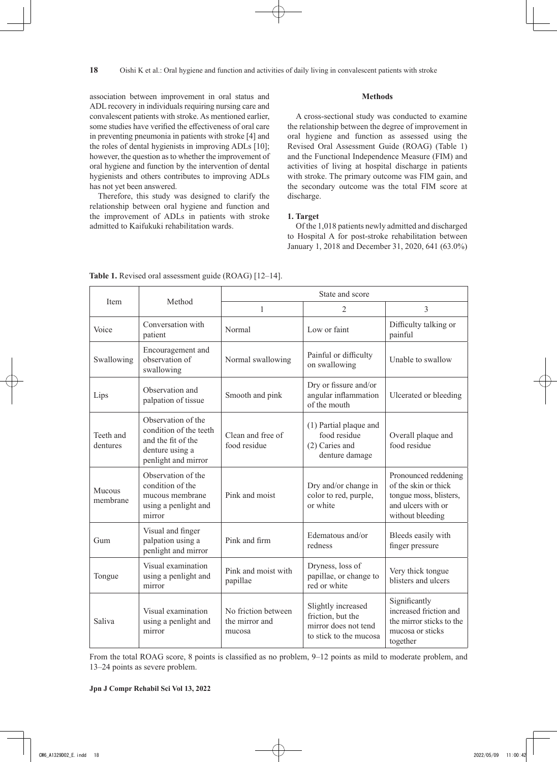association between improvement in oral status and ADL recovery in individuals requiring nursing care and convalescent patients with stroke. As mentioned earlier, some studies have verified the effectiveness of oral care in preventing pneumonia in patients with stroke [4] and the roles of dental hygienists in improving ADLs [10]; however, the question as to whether the improvement of oral hygiene and function by the intervention of dental hygienists and others contributes to improving ADLs has not yet been answered.

Therefore, this study was designed to clarify the relationship between oral hygiene and function and the improvement of ADLs in patients with stroke admitted to Kaifukuki rehabilitation wards.

## Methods

A cross-sectional study was conducted to examine the relationship between the degree of improvement in oral hygiene and function as assessed using the Revised Oral Assessment Guide (ROAG) (Table 1) and the Functional Independence Measure (FIM) and activities of living at hospital discharge in patients with stroke. The primary outcome was FIM gain, and the secondary outcome was the total FIM score at discharge.

### 1. Target

Of the 1,018 patients newly admitted and discharged to Hospital A for post-stroke rehabilitation between January 1, 2018 and December 31, 2020, 641 (63.0%)

**Table 1.** Revised oral assessment guide (ROAG) [12–14].

| Item | Method | State and score | | |
|---|---|---|---|---|
| | | 1 | 2 | 3 |
| Voice | Conversation with patient | Normal | Low or faint | Difficulty talking or painful |
| Swallowing | Encouragement and observation of swallowing | Normal swallowing | Painful or difficulty on swallowing | Unable to swallow |
| Lips | Observation and palpation of tissue | Smooth and pink | Dry or fissure and/or angular inflammation of the mouth | Ulcerated or bleeding |
| Teeth and dentures | Observation of the condition of the teeth and the fit of the denture using a penlight and mirror | Clean and free of food residue | (1) Partial plaque and food residue (2) Caries and denture damage | Overall plaque and food residue |
| Mucous membrane | Observation of the condition of the mucous membrane using a penlight and mirror | Pink and moist | Dry and/or change in color to red, purple, or white | Pronounced reddening of the skin or thick tongue moss, blisters, and ulcers with or without bleeding |
| Gum | Visual and finger palpation using a penlight and mirror | Pink and firm | Edematous and/or redness | Bleeds easily with finger pressure |
| Tongue | Visual examination using a penlight and mirror | Pink and moist with papillae | Dryness, loss of papillae, or change to red or white | Very thick tongue blisters and ulcers |
| Saliva | Visual examination using a penlight and mirror | No friction between the mirror and mucosa | Slightly increased friction, but the mirror does not tend to stick to the mucosa | Significantly increased friction and the mirror sticks to the mucosa or sticks together |

From the total ROAG score, 8 points is classified as no problem, 9–12 points as mild to moderate problem, and 13–24 points as severe problem.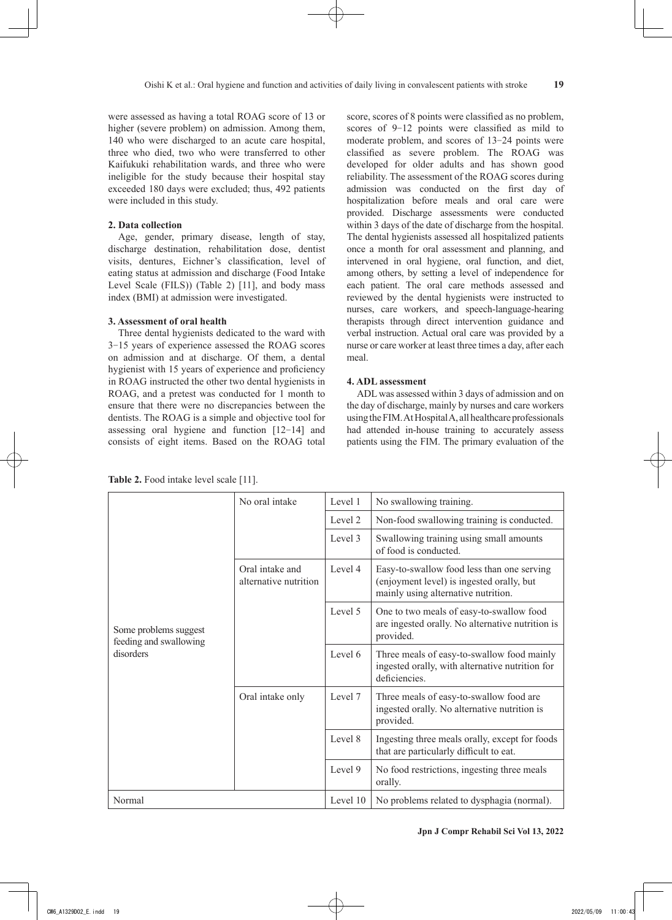were assessed as having a total ROAG score of 13 or higher (severe problem) on admission. Among them, 140 who were discharged to an acute care hospital, three who died, two who were transferred to other Kaifukuki rehabilitation wards, and three who were ineligible for the study because their hospital stay exceeded 180 days were excluded; thus, 492 patients were included in this study.

#### 2. Data collection

Age, gender, primary disease, length of stay, discharge destination, rehabilitation dose, dentist visits, dentures, Eichner's classification, level of eating status at admission and discharge (Food Intake Level Scale (FILS)) (Table 2) [11], and body mass index (BMI) at admission were investigated.

#### 3. Assessment of oral health

Three dental hygienists dedicated to the ward with 3–15 years of experience assessed the ROAG scores on admission and at discharge. Of them, a dental hygienist with 15 years of experience and proficiency in ROAG instructed the other two dental hygienists in ROAG, and a pretest was conducted for 1 month to ensure that there were no discrepancies between the dentists. The ROAG is a simple and objective tool for assessing oral hygiene and function [12–14] and consists of eight items. Based on the ROAG total score, scores of 8 points were classified as no problem, scores of 9–12 points were classified as mild to moderate problem, and scores of 13–24 points were classified as severe problem. The ROAG was developed for older adults and has shown good reliability. The assessment of the ROAG scores during admission was conducted on the first day of hospitalization before meals and oral care were provided. Discharge assessments were conducted within 3 days of the date of discharge from the hospital. The dental hygienists assessed all hospitalized patients once a month for oral assessment and planning, and intervened in oral hygiene, oral function, and diet, among others, by setting a level of independence for each patient. The oral care methods assessed and reviewed by the dental hygienists were instructed to nurses, care workers, and speech-language-hearing therapists through direct intervention guidance and verbal instruction. Actual oral care was provided by a nurse or care worker at least three times a day, after each meal.

#### 4. ADL assessment

ADL was assessed within 3 days of admission and on the day of discharge, mainly by nurses and care workers using the FIM. At Hospital A, all healthcare professionals had attended in-house training to accurately assess patients using the FIM. The primary evaluation of the

**Table 2.** Food intake level scale [11].

| | | | |
|---|---|---|---|
| Some problems suggest feeding and swallowing disorders | No oral intake | Level 1 | No swallowing training. |
| | | Level 2 | Non-food swallowing training is conducted. |
| | | Level 3 | Swallowing training using small amounts of food is conducted. |
| | Oral intake and alternative nutrition | Level 4 | Easy-to-swallow food less than one serving (enjoyment level) is ingested orally, but mainly using alternative nutrition. |
| | | Level 5 | One to two meals of easy-to-swallow food are ingested orally. No alternative nutrition is provided. |
| | | Level 6 | Three meals of easy-to-swallow food mainly ingested orally, with alternative nutrition for deficiencies. |
| | Oral intake only | Level 7 | Three meals of easy-to-swallow food are ingested orally. No alternative nutrition is provided. |
| | | Level 8 | Ingesting three meals orally, except for foods that are particularly difficult to eat. |
| | | Level 9 | No food restrictions, ingesting three meals orally. |
| Normal | | Level 10 | No problems related to dysphagia (normal). |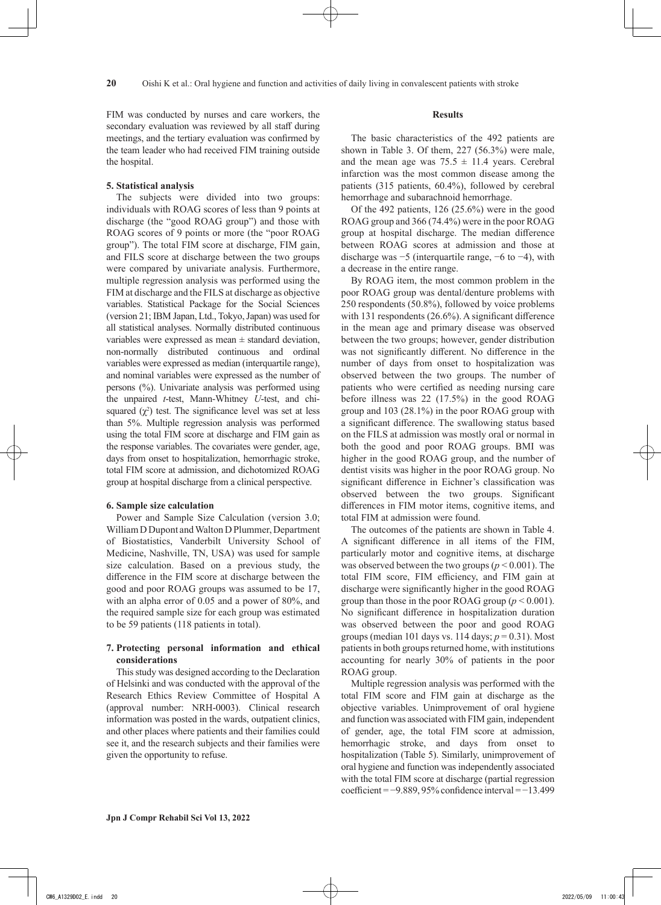FIM was conducted by nurses and care workers, the secondary evaluation was reviewed by all staff during meetings, and the tertiary evaluation was confirmed by the team leader who had received FIM training outside the hospital.

### 5. Statistical analysis

The subjects were divided into two groups: individuals with ROAG scores of less than 9 points at discharge (the "good ROAG group") and those with ROAG scores of 9 points or more (the "poor ROAG group"). The total FIM score at discharge, FIM gain, and FILS score at discharge between the two groups were compared by univariate analysis. Furthermore, multiple regression analysis was performed using the FIM at discharge and the FILS at discharge as objective variables. Statistical Package for the Social Sciences (version 21; IBM Japan, Ltd., Tokyo, Japan) was used for all statistical analyses. Normally distributed continuous variables were expressed as mean ± standard deviation, non-normally distributed continuous and ordinal variables were expressed as median (interquartile range), and nominal variables were expressed as the number of persons (%). Univariate analysis was performed using the unpaired *t*-test, Mann-Whitney *U*-test, and chi-squared ($\chi^2$) test. The significance level was set at less than 5%. Multiple regression analysis was performed using the total FIM score at discharge and FIM gain as the response variables. The covariates were gender, age, days from onset to hospitalization, hemorrhagic stroke, total FIM score at admission, and dichotomized ROAG group at hospital discharge from a clinical perspective.

### 6. Sample size calculation

Power and Sample Size Calculation (version 3.0; William D Dupont and Walton D Plummer, Department of Biostatistics, Vanderbilt University School of Medicine, Nashville, TN, USA) was used for sample size calculation. Based on a previous study, the difference in the FIM score at discharge between the good and poor ROAG groups was assumed to be 17, with an alpha error of 0.05 and a power of 80%, and the required sample size for each group was estimated to be 59 patients (118 patients in total).

### 7. Protecting personal information and ethical considerations

This study was designed according to the Declaration of Helsinki and was conducted with the approval of the Research Ethics Review Committee of Hospital A (approval number: NRH-0003). Clinical research information was posted in the wards, outpatient clinics, and other places where patients and their families could see it, and the research subjects and their families were given the opportunity to refuse.

## Results

The basic characteristics of the 492 patients are shown in Table 3. Of them, 227 (56.3%) were male, and the mean age was 75.5 ± 11.4 years. Cerebral infarction was the most common disease among the patients (315 patients, 60.4%), followed by cerebral hemorrhage and subarachnoid hemorrhage.

Of the 492 patients, 126 (25.6%) were in the good ROAG group and 366 (74.4%) were in the poor ROAG group at hospital discharge. The median difference between ROAG scores at admission and those at discharge was −5 (interquartile range, −6 to −4), with a decrease in the entire range.

By ROAG item, the most common problem in the poor ROAG group was dental/denture problems with 250 respondents (50.8%), followed by voice problems with 131 respondents (26.6%). A significant difference in the mean age and primary disease was observed between the two groups; however, gender distribution was not significantly different. No difference in the number of days from onset to hospitalization was observed between the two groups. The number of patients who were certified as needing nursing care before illness was 22 (17.5%) in the good ROAG group and 103 (28.1%) in the poor ROAG group with a significant difference. The swallowing status based on the FILS at admission was mostly oral or normal in both the good and poor ROAG groups. BMI was higher in the good ROAG group, and the number of dentist visits was higher in the poor ROAG group. No significant difference in Eichner's classification was observed between the two groups. Significant differences in FIM motor items, cognitive items, and total FIM at admission were found.

The outcomes of the patients are shown in Table 4. A significant difference in all items of the FIM, particularly motor and cognitive items, at discharge was observed between the two groups ($p < 0.001$). The total FIM score, FIM efficiency, and FIM gain at discharge were significantly higher in the good ROAG group than those in the poor ROAG group ($p < 0.001$). No significant difference in hospitalization duration was observed between the poor and good ROAG groups (median 101 days vs. 114 days; $p = 0.31$). Most patients in both groups returned home, with institutions accounting for nearly 30% of patients in the poor ROAG group.

Multiple regression analysis was performed with the total FIM score and FIM gain at discharge as the objective variables. Unimprovement of oral hygiene and function was associated with FIM gain, independent of gender, age, the total FIM score at admission, hemorrhagic stroke, and days from onset to hospitalization (Table 5). Similarly, unimprovement of oral hygiene and function was independently associated with the total FIM score at discharge (partial regression coefficient = −9.889, 95% confidence interval = −13.499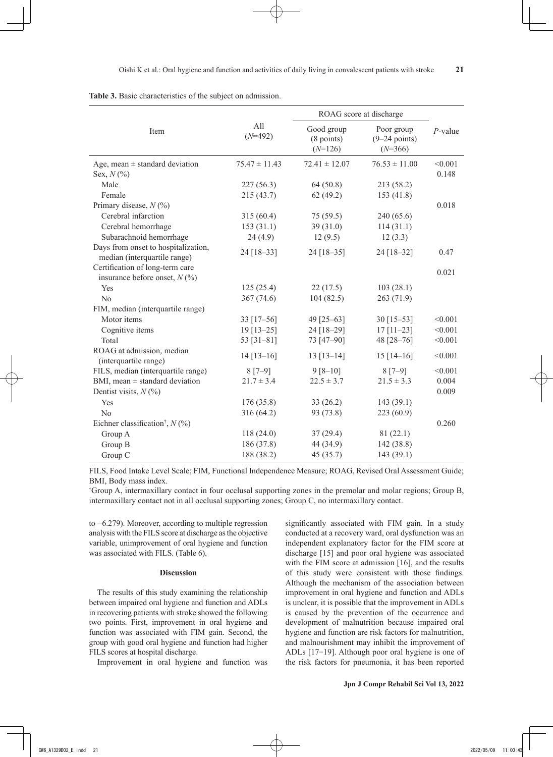**Table 3.** Basic characteristics of the subject on admission.

| Item | All ($N$=492) | ROAG score at discharge | | $P$-value |
|---|---|---|---|---|
| | | Good group (8 points) ($N$=126) | Poor group (9–24 points) ($N$=366) | |
| Age, mean ± standard deviation | 75.47 ± 11.43 | 72.41 ± 12.07 | 76.53 ± 11.00 | <0.001 |
| Sex, $N$ (%) | | | | 0.148 |
| Male | 227 (56.3) | 64 (50.8) | 213 (58.2) | |
| Female | 215 (43.7) | 62 (49.2) | 153 (41.8) | |
| Primary disease, $N$ (%) | | | | 0.018 |
| Cerebral infarction | 315 (60.4) | 75 (59.5) | 240 (65.6) | |
| Cerebral hemorrhage | 153 (31.1) | 39 (31.0) | 114 (31.1) | |
| Subarachnoid hemorrhage | 24 (4.9) | 12 (9.5) | 12 (3.3) | |
| Days from onset to hospitalization, median (interquartile range) | 24 [18–33] | 24 [18–35] | 24 [18–32] | 0.47 |
| Certification of long-term care insurance before onset, $N$ (%) | | | | 0.021 |
| Yes | 125 (25.4) | 22 (17.5) | 103 (28.1) | |
| No | 367 (74.6) | 104 (82.5) | 263 (71.9) | |
| FIM, median (interquartile range) | | | | |
| Motor items | 33 [17–56] | 49 [25–63] | 30 [15–53] | <0.001 |
| Cognitive items | 19 [13–25] | 24 [18–29] | 17 [11–23] | <0.001 |
| Total | 53 [31–81] | 73 [47–90] | 48 [28–76] | <0.001 |
| ROAG at admission, median (interquartile range) | 14 [13–16] | 13 [13–14] | 15 [14–16] | <0.001 |
| FILS, median (interquartile range) | 8 [7–9] | 9 [8–10] | 8 [7–9] | <0.001 |
| BMI, mean ± standard deviation | 21.7 ± 3.4 | 22.5 ± 3.7 | 21.5 ± 3.3 | 0.004 |
| Dentist visits, $N$ (%) | | | | 0.009 |
| Yes | 176 (35.8) | 33 (26.2) | 143 (39.1) | |
| No | 316 (64.2) | 93 (73.8) | 223 (60.9) | |
| Eichner classification[†], $N$ (%) | | | | 0.260 |
| Group A | 118 (24.0) | 37 (29.4) | 81 (22.1) | |
| Group B | 186 (37.8) | 44 (34.9) | 142 (38.8) | |
| Group C | 188 (38.2) | 45 (35.7) | 143 (39.1) | |

FILS, Food Intake Level Scale; FIM, Functional Independence Measure; ROAG, Revised Oral Assessment Guide; BMI, Body mass index.

[†]Group A, intermaxillary contact in four occlusal supporting zones in the premolar and molar regions; Group B, intermaxillary contact not in all occlusal supporting zones; Group C, no intermaxillary contact.

to −6.279). Moreover, according to multiple regression analysis with the FILS score at discharge as the objective variable, unimprovement of oral hygiene and function was associated with FILS. (Table 6).

## Discussion

The results of this study examining the relationship between impaired oral hygiene and function and ADLs in recovering patients with stroke showed the following two points. First, improvement in oral hygiene and function was associated with FIM gain. Second, the group with good oral hygiene and function had higher FILS scores at hospital discharge.

Improvement in oral hygiene and function was significantly associated with FIM gain. In a study conducted at a recovery ward, oral dysfunction was an independent explanatory factor for the FIM score at discharge [15] and poor oral hygiene was associated with the FIM score at admission [16], and the results of this study were consistent with those findings. Although the mechanism of the association between improvement in oral hygiene and function and ADLs is unclear, it is possible that the improvement in ADLs is caused by the prevention of the occurrence and development of malnutrition because impaired oral hygiene and function are risk factors for malnutrition, and malnourishment may inhibit the improvement of ADLs [17−19]. Although poor oral hygiene is one of the risk factors for pneumonia, it has been reported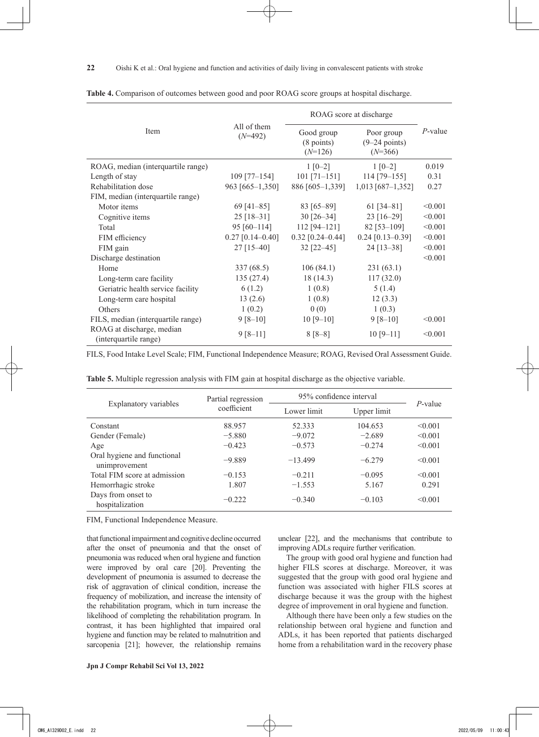**Table 4.** Comparison of outcomes between good and poor ROAG score groups at hospital discharge.

| Item | All of them ($N$=492) | ROAG score at discharge | | $P$-value |
|---|---|---|---|---|
| | | Good group (8 points) ($N$=126) | Poor group (9–24 points) ($N$=366) | |
| ROAG, median (interquartile range) | | 1 [0–2] | 1 [0–2] | 0.019 |
| Length of stay | 109 [77–154] | 101 [71–151] | 114 [79–155] | 0.31 |
| Rehabilitation dose | 963 [665–1,350] | 886 [605–1,339] | 1,013 [687–1,352] | 0.27 |
| FIM, median (interquartile range) | | | | |
| Motor items | 69 [41–85] | 83 [65–89] | 61 [34–81] | <0.001 |
| Cognitive items | 25 [18–31] | 30 [26–34] | 23 [16–29] | <0.001 |
| Total | 95 [60–114] | 112 [94–121] | 82 [53–109] | <0.001 |
| FIM efficiency | 0.27 [0.14–0.40] | 0.32 [0.24–0.44] | 0.24 [0.13–0.39] | <0.001 |
| FIM gain | 27 [15–40] | 32 [22–45] | 24 [13–38] | <0.001 |
| Discharge destination | | | | <0.001 |
| Home | 337 (68.5) | 106 (84.1) | 231 (63.1) | |
| Long-term care facility | 135 (27.4) | 18 (14.3) | 117 (32.0) | |
| Geriatric health service facility | 6 (1.2) | 1 (0.8) | 5 (1.4) | |
| Long-term care hospital | 13 (2.6) | 1 (0.8) | 12 (3.3) | |
| Others | 1 (0.2) | 0 (0) | 1 (0.3) | |
| FILS, median (interquartile range) | 9 [8–10] | 10 [9–10] | 9 [8–10] | <0.001 |
| ROAG at discharge, median (interquartile range) | 9 [8–11] | 8 [8–8] | 10 [9–11] | <0.001 |

FILS, Food Intake Level Scale; FIM, Functional Independence Measure; ROAG, Revised Oral Assessment Guide.

**Table 5.** Multiple regression analysis with FIM gain at hospital discharge as the objective variable.

| Explanatory variables | Partial regression coefficient | 95% confidence interval | | $P$-value |
|---|---|---|---|---|
| | | Lower limit | Upper limit | |
| Constant | 88.957 | 52.333 | 104.653 | <0.001 |
| Gender (Female) | −5.880 | −9.072 | −2.689 | <0.001 |
| Age | −0.423 | −0.573 | −0.274 | <0.001 |
| Oral hygiene and functional unimprovement | −9.889 | −13.499 | −6.279 | <0.001 |
| Total FIM score at admission | −0.153 | −0.211 | −0.095 | <0.001 |
| Hemorrhagic stroke | 1.807 | −1.553 | 5.167 | 0.291 |
| Days from onset to hospitalization | −0.222 | −0.340 | −0.103 | <0.001 |

FIM, Functional Independence Measure.

that functional impairment and cognitive decline occurred after the onset of pneumonia and that the onset of pneumonia was reduced when oral hygiene and function were improved by oral care [20]. Preventing the development of pneumonia is assumed to decrease the risk of aggravation of clinical condition, increase the frequency of mobilization, and increase the intensity of the rehabilitation program, which in turn increase the likelihood of completing the rehabilitation program. In contrast, it has been highlighted that impaired oral hygiene and function may be related to malnutrition and sarcopenia [21]; however, the relationship remains unclear [22], and the mechanisms that contribute to improving ADLs require further verification.

The group with good oral hygiene and function had higher FILS scores at discharge. Moreover, it was suggested that the group with good oral hygiene and function was associated with higher FILS scores at discharge because it was the group with the highest degree of improvement in oral hygiene and function.

Although there have been only a few studies on the relationship between oral hygiene and function and ADLs, it has been reported that patients discharged home from a rehabilitation ward in the recovery phase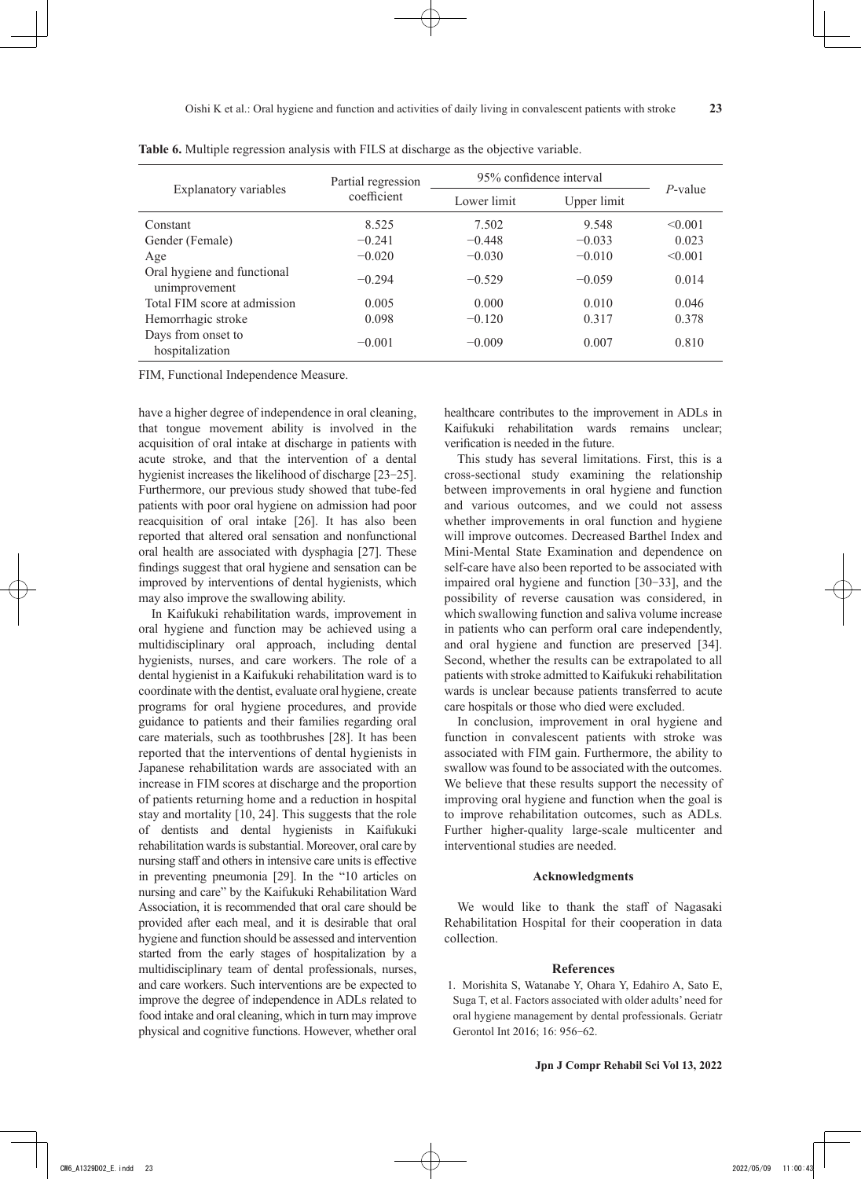**Table 6.** Multiple regression analysis with FILS at discharge as the objective variable.

| Explanatory variables | Partial regression coefficient | 95% confidence interval | | *P*-value |
|---|---|---|---|---|
| | | Lower limit | Upper limit | |
| Constant | 8.525 | 7.502 | 9.548 | <0.001 |
| Gender (Female) | −0.241 | −0.448 | −0.033 | 0.023 |
| Age | −0.020 | −0.030 | −0.010 | <0.001 |
| Oral hygiene and functional unimprovement | −0.294 | −0.529 | −0.059 | 0.014 |
| Total FIM score at admission | 0.005 | 0.000 | 0.010 | 0.046 |
| Hemorrhagic stroke | 0.098 | −0.120 | 0.317 | 0.378 |
| Days from onset to hospitalization | −0.001 | −0.009 | 0.007 | 0.810 |

FIM, Functional Independence Measure.

have a higher degree of independence in oral cleaning, that tongue movement ability is involved in the acquisition of oral intake at discharge in patients with acute stroke, and that the intervention of a dental hygienist increases the likelihood of discharge [23−25]. Furthermore, our previous study showed that tube-fed patients with poor oral hygiene on admission had poor reacquisition of oral intake [26]. It has also been reported that altered oral sensation and nonfunctional oral health are associated with dysphagia [27]. These findings suggest that oral hygiene and sensation can be improved by interventions of dental hygienists, which may also improve the swallowing ability.

In Kaifukuki rehabilitation wards, improvement in oral hygiene and function may be achieved using a multidisciplinary oral approach, including dental hygienists, nurses, and care workers. The role of a dental hygienist in a Kaifukuki rehabilitation ward is to coordinate with the dentist, evaluate oral hygiene, create programs for oral hygiene procedures, and provide guidance to patients and their families regarding oral care materials, such as toothbrushes [28]. It has been reported that the interventions of dental hygienists in Japanese rehabilitation wards are associated with an increase in FIM scores at discharge and the proportion of patients returning home and a reduction in hospital stay and mortality [10, 24]. This suggests that the role of dentists and dental hygienists in Kaifukuki rehabilitation wards is substantial. Moreover, oral care by nursing staff and others in intensive care units is effective in preventing pneumonia [29]. In the "10 articles on nursing and care" by the Kaifukuki Rehabilitation Ward Association, it is recommended that oral care should be provided after each meal, and it is desirable that oral hygiene and function should be assessed and intervention started from the early stages of hospitalization by a multidisciplinary team of dental professionals, nurses, and care workers. Such interventions are be expected to improve the degree of independence in ADLs related to food intake and oral cleaning, which in turn may improve physical and cognitive functions. However, whether oral healthcare contributes to the improvement in ADLs in Kaifukuki rehabilitation wards remains unclear; verification is needed in the future.

This study has several limitations. First, this is a cross-sectional study examining the relationship between improvements in oral hygiene and function and various outcomes, and we could not assess whether improvements in oral function and hygiene will improve outcomes. Decreased Barthel Index and Mini-Mental State Examination and dependence on self-care have also been reported to be associated with impaired oral hygiene and function [30−33], and the possibility of reverse causation was considered, in which swallowing function and saliva volume increase in patients who can perform oral care independently, and oral hygiene and function are preserved [34]. Second, whether the results can be extrapolated to all patients with stroke admitted to Kaifukuki rehabilitation wards is unclear because patients transferred to acute care hospitals or those who died were excluded.

In conclusion, improvement in oral hygiene and function in convalescent patients with stroke was associated with FIM gain. Furthermore, the ability to swallow was found to be associated with the outcomes. We believe that these results support the necessity of improving oral hygiene and function when the goal is to improve rehabilitation outcomes, such as ADLs. Further higher-quality large-scale multicenter and interventional studies are needed.

#### Acknowledgments

We would like to thank the staff of Nagasaki Rehabilitation Hospital for their cooperation in data collection.

## References

1. Morishita S, Watanabe Y, Ohara Y, Edahiro A, Sato E, Suga T, et al. Factors associated with older adults' need for oral hygiene management by dental professionals. Geriatr Gerontol Int 2016; 16: 956−62.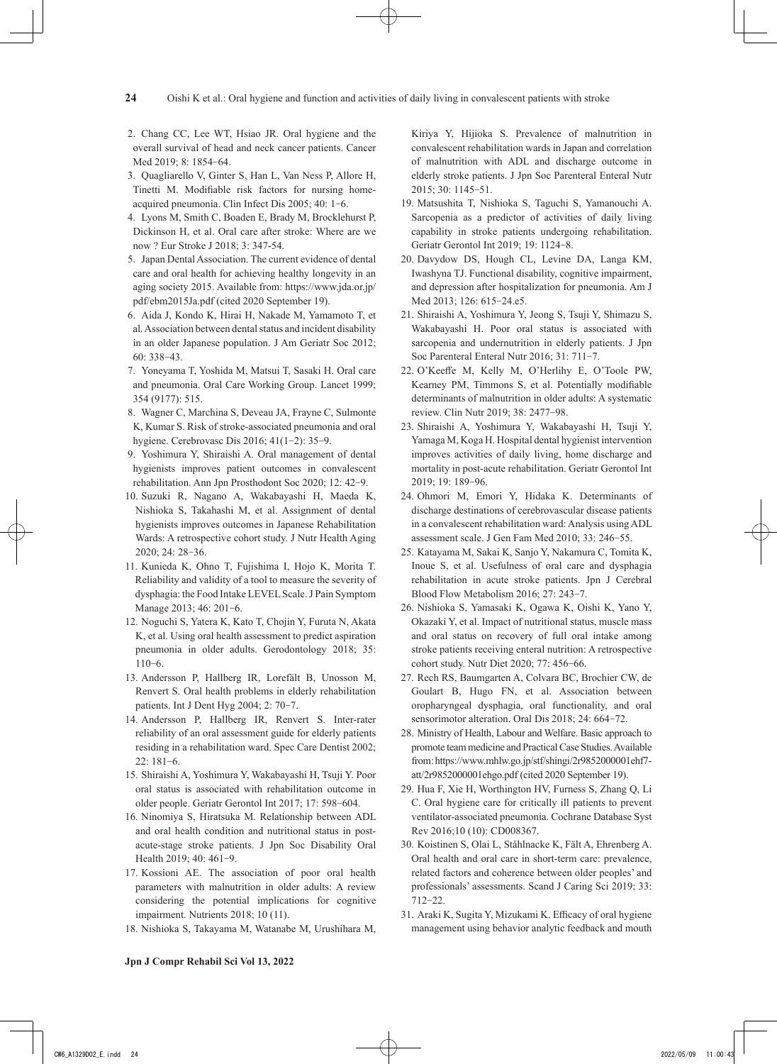2. Chang CC, Lee WT, Hsiao JR. Oral hygiene and the overall survival of head and neck cancer patients. Cancer Med 2019; 8: 1854−64.
3. Quagliarello V, Ginter S, Han L, Van Ness P, Allore H, Tinetti M. Modifiable risk factors for nursing home-acquired pneumonia. Clin Infect Dis 2005; 40: 1−6.
4. Lyons M, Smith C, Boaden E, Brady M, Brocklehurst P, Dickinson H, et al. Oral care after stroke: Where are we now ? Eur Stroke J 2018; 3: 347-54.
5. Japan Dental Association. The current evidence of dental care and oral health for achieving healthy longevity in an aging society 2015. Available from: https://www.jda.or.jp/pdf/ebm2015Ja.pdf (cited 2020 September 19).
6. Aida J, Kondo K, Hirai H, Nakade M, Yamamoto T, et al. Association between dental status and incident disability in an older Japanese population. J Am Geriatr Soc 2012; 60: 338−43.
7. Yoneyama T, Yoshida M, Matsui T, Sasaki H. Oral care and pneumonia. Oral Care Working Group. Lancet 1999; 354 (9177): 515.
8. Wagner C, Marchina S, Deveau JA, Frayne C, Sulmonte K, Kumar S. Risk of stroke-associated pneumonia and oral hygiene. Cerebrovasc Dis 2016; 41(1−2): 35−9.
9. Yoshimura Y, Shiraishi A. Oral management of dental hygienists improves patient outcomes in convalescent rehabilitation. Ann Jpn Prosthodont Soc 2020; 12: 42−9.
10. Suzuki R, Nagano A, Wakabayashi H, Maeda K, Nishioka S, Takahashi M, et al. Assignment of dental hygienists improves outcomes in Japanese Rehabilitation Wards: A retrospective cohort study. J Nutr Health Aging 2020; 24: 28−36.
11. Kunieda K, Ohno T, Fujishima I, Hojo K, Morita T. Reliability and validity of a tool to measure the severity of dysphagia: the Food Intake LEVEL Scale. J Pain Symptom Manage 2013; 46: 201−6.
12. Noguchi S, Yatera K, Kato T, Chojin Y, Furuta N, Akata K, et al. Using oral health assessment to predict aspiration pneumonia in older adults. Gerodontology 2018; 35: 110−6.
13. Andersson P, Hallberg IR, Lorefält B, Unosson M, Renvert S. Oral health problems in elderly rehabilitation patients. Int J Dent Hyg 2004; 2: 70−7.
14. Andersson P, Hallberg IR, Renvert S. Inter-rater reliability of an oral assessment guide for elderly patients residing in a rehabilitation ward. Spec Care Dentist 2002; 22: 181−6.
15. Shiraishi A, Yoshimura Y, Wakabayashi H, Tsuji Y. Poor oral status is associated with rehabilitation outcome in older people. Geriatr Gerontol Int 2017; 17: 598−604.
16. Ninomiya S, Hiratsuka M. Relationship between ADL and oral health condition and nutritional status in post-acute-stage stroke patients. J Jpn Soc Disability Oral Health 2019; 40: 461−9.
17. Kossioni AE. The association of poor oral health parameters with malnutrition in older adults: A review considering the potential implications for cognitive impairment. Nutrients 2018; 10 (11).
18. Nishioka S, Takayama M, Watanabe M, Urushihara M, Kiriya Y, Hijioka S. Prevalence of malnutrition in convalescent rehabilitation wards in Japan and correlation of malnutrition with ADL and discharge outcome in elderly stroke patients. J Jpn Soc Parenteral Enteral Nutr 2015; 30: 1145−51.
19. Matsushita T, Nishioka S, Taguchi S, Yamanouchi A. Sarcopenia as a predictor of activities of daily living capability in stroke patients undergoing rehabilitation. Geriatr Gerontol Int 2019; 19: 1124−8.
20. Davydow DS, Hough CL, Levine DA, Langa KM, Iwashyna TJ. Functional disability, cognitive impairment, and depression after hospitalization for pneumonia. Am J Med 2013; 126: 615−24.e5.
21. Shiraishi A, Yoshimura Y, Jeong S, Tsuji Y, Shimazu S, Wakabayashi H. Poor oral status is associated with sarcopenia and undernutrition in elderly patients. J Jpn Soc Parenteral Enteral Nutr 2016; 31: 711−7.
22. O'Keeffe M, Kelly M, O'Herlihy E, O'Toole PW, Kearney PM, Timmons S, et al. Potentially modifiable determinants of malnutrition in older adults: A systematic review. Clin Nutr 2019; 38: 2477−98.
23. Shiraishi A, Yoshimura Y, Wakabayashi H, Tsuji Y, Yamaga M, Koga H. Hospital dental hygienist intervention improves activities of daily living, home discharge and mortality in post-acute rehabilitation. Geriatr Gerontol Int 2019; 19: 189−96.
24. Ohmori M, Emori Y, Hidaka K. Determinants of discharge destinations of cerebrovascular disease patients in a convalescent rehabilitation ward: Analysis using ADL assessment scale. J Gen Fam Med 2010; 33: 246−55.
25. Katayama M, Sakai K, Sanjo Y, Nakamura C, Tomita K, Inoue S, et al. Usefulness of oral care and dysphagia rehabilitation in acute stroke patients. Jpn J Cerebral Blood Flow Metabolism 2016; 27: 243−7.
26. Nishioka S, Yamasaki K, Ogawa K, Oishi K, Yano Y, Okazaki Y, et al. Impact of nutritional status, muscle mass and oral status on recovery of full oral intake among stroke patients receiving enteral nutrition: A retrospective cohort study. Nutr Diet 2020; 77: 456−66.
27. Rech RS, Baumgarten A, Colvara BC, Brochier CW, de Goulart B, Hugo FN, et al. Association between oropharyngeal dysphagia, oral functionality, and oral sensorimotor alteration. Oral Dis 2018; 24: 664−72.
28. Ministry of Health, Labour and Welfare. Basic approach to promote team medicine and Practical Case Studies. Available from: https://www.mhlw.go.jp/stf/shingi/2r9852000001ehf7-att/2r9852000001ehgo.pdf (cited 2020 September 19).
29. Hua F, Xie H, Worthington HV, Furness S, Zhang Q, Li C. Oral hygiene care for critically ill patients to prevent ventilator-associated pneumonia. Cochrane Database Syst Rev 2016;10 (10): CD008367.
30. Koistinen S, Olai L, Ståhlnacke K, Fält A, Ehrenberg A. Oral health and oral care in short-term care: prevalence, related factors and coherence between older peoples' and professionals' assessments. Scand J Caring Sci 2019; 33: 712−22.
31. Araki K, Sugita Y, Mizukami K. Efficacy of oral hygiene management using behavior analytic feedback and mouth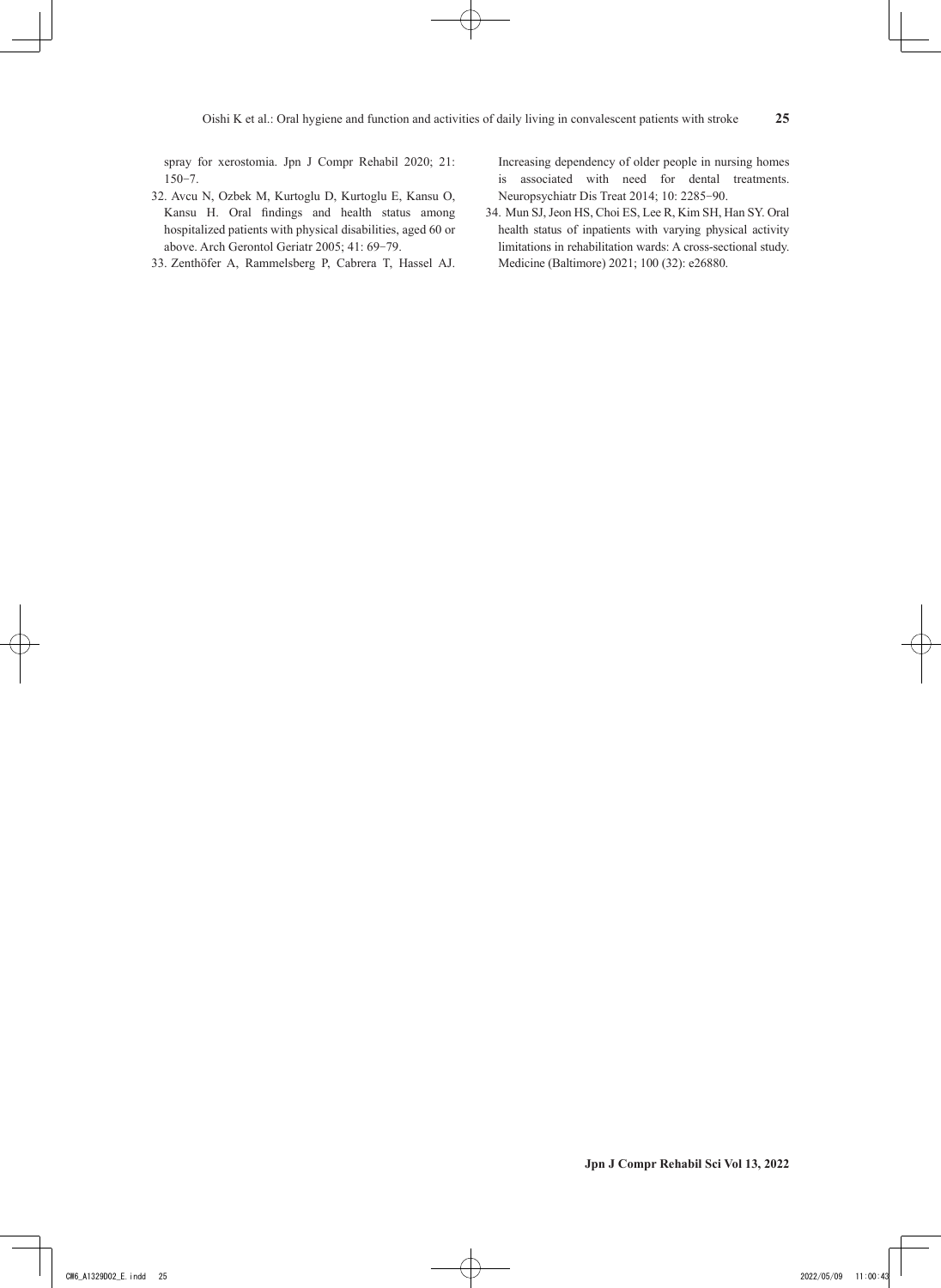spray for xerostomia. Jpn J Compr Rehabil 2020; 21: 150−7.

32. Avcu N, Ozbek M, Kurtoglu D, Kurtoglu E, Kansu O, Kansu H. Oral findings and health status among hospitalized patients with physical disabilities, aged 60 or above. Arch Gerontol Geriatr 2005; 41: 69−79.
33. Zenthöfer A, Rammelsberg P, Cabrera T, Hassel AJ. Increasing dependency of older people in nursing homes is associated with need for dental treatments. Neuropsychiatr Dis Treat 2014; 10: 2285−90.
34. Mun SJ, Jeon HS, Choi ES, Lee R, Kim SH, Han SY. Oral health status of inpatients with varying physical activity limitations in rehabilitation wards: A cross-sectional study. Medicine (Baltimore) 2021; 100 (32): e26880.